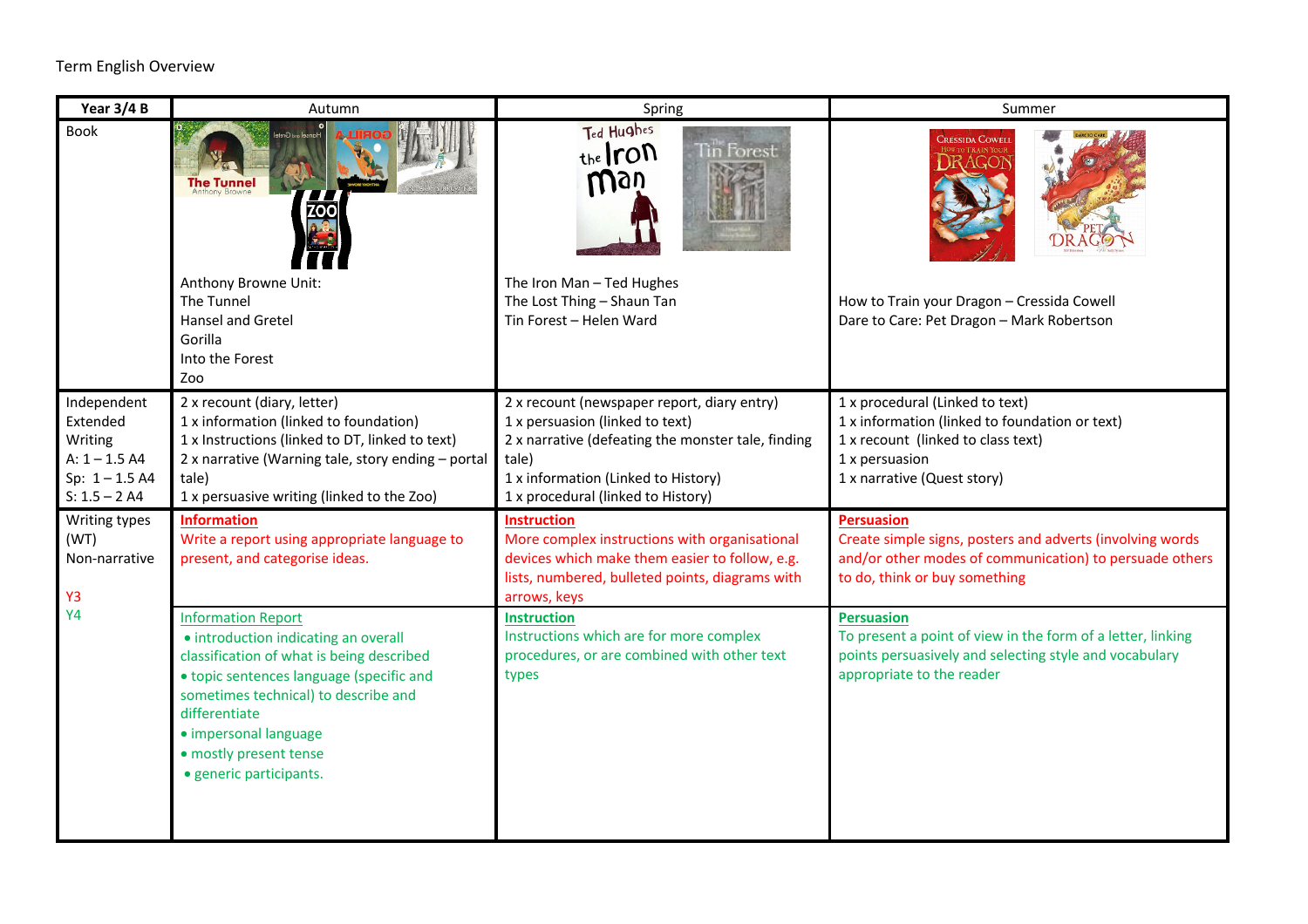Term English Overview

| Year 3/4 B | Autumn | Spring | Summer |
|---|---|---|---|
| Book | Anthony Browne Unit:<br>The Tunnel<br>Hansel and Gretel<br>Gorilla<br>Into the Forest<br>Zoo | The Iron Man – Ted Hughes<br>The Lost Thing – Shaun Tan<br>Tin Forest – Helen Ward | How to Train your Dragon – Cressida Cowell<br>Dare to Care: Pet Dragon – Mark Robertson |
| Independent Extended Writing<br>A: 1 – 1.5 A4<br>Sp: 1 – 1.5 A4<br>S: 1.5 – 2 A4 | 2 x recount (diary, letter)<br>1 x information (linked to foundation)<br>1 x Instructions (linked to DT, linked to text)<br>2 x narrative (Warning tale, story ending – portal tale)<br>1 x persuasive writing (linked to the Zoo) | 2 x recount (newspaper report, diary entry)<br>1 x persuasion (linked to text)<br>2 x narrative (defeating the monster tale, finding tale)<br>1 x information (Linked to History)<br>1 x procedural (linked to History) | 1 x procedural (Linked to text)<br>1 x information (linked to foundation or text)<br>1 x recount (linked to class text)<br>1 x persuasion<br>1 x narrative (Quest story) |
| Writing types (WT)<br>Non-narrative<br><br>Y3 | **Information**<br>Write a report using appropriate language to present, and categorise ideas. | **Instruction**<br>More complex instructions with organisational devices which make them easier to follow, e.g. lists, numbered, bulleted points, diagrams with arrows, keys | **Persuasion**<br>Create simple signs, posters and adverts (involving words and/or other modes of communication) to persuade others to do, think or buy something |
| Y4 | Information Report<br>• introduction indicating an overall classification of what is being described<br>• topic sentences language (specific and sometimes technical) to describe and differentiate<br>• impersonal language<br>• mostly present tense<br>• generic participants. | **Instruction**<br>Instructions which are for more complex procedures, or are combined with other text types | **Persuasion**<br>To present a point of view in the form of a letter, linking points persuasively and selecting style and vocabulary appropriate to the reader |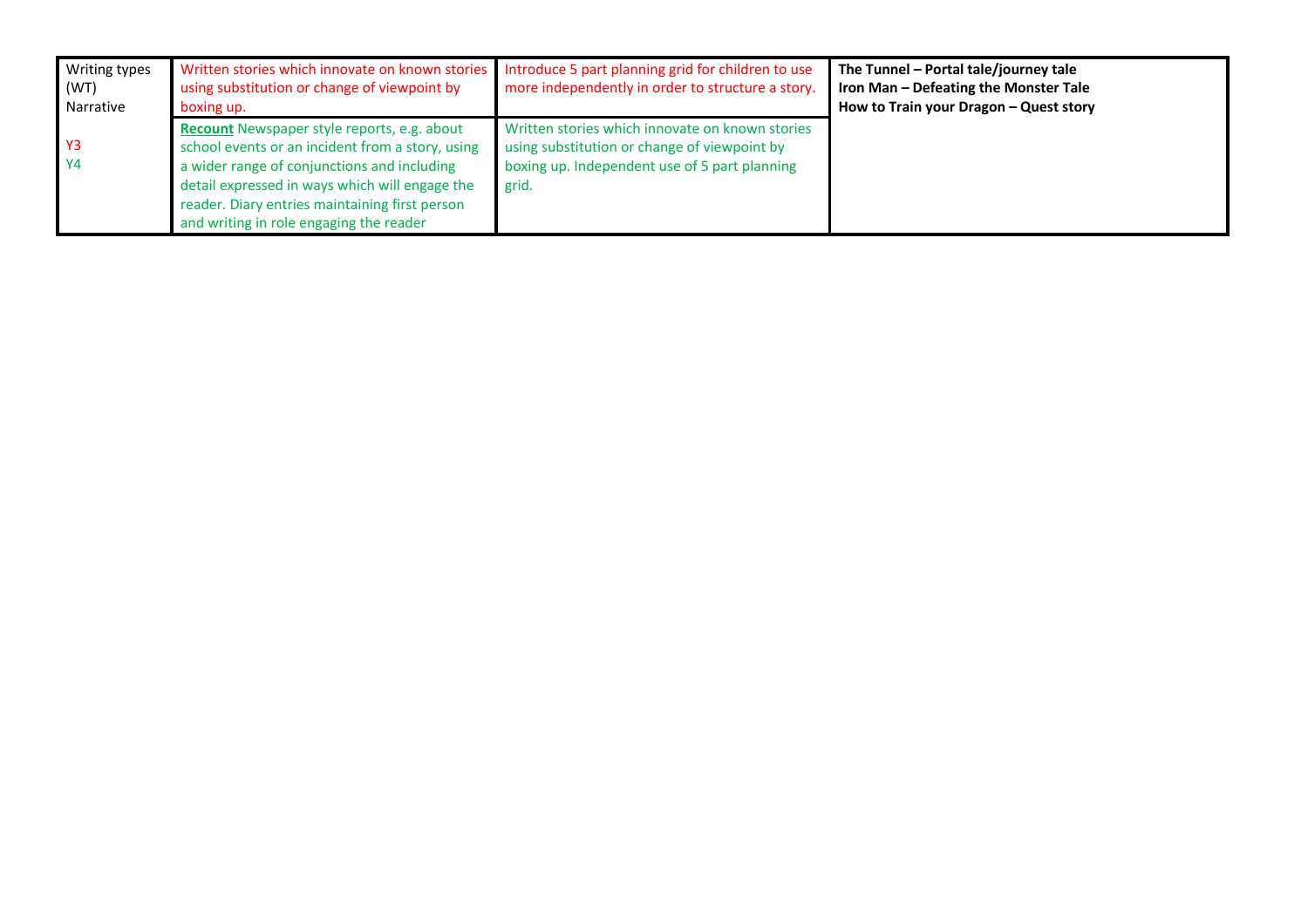| | | | |
|---|---|---|---|
| Writing types (WT) Narrative<br><br>Y3<br>Y4 | Written stories which innovate on known stories using substitution or change of viewpoint by boxing up. | Introduce 5 part planning grid for children to use more independently in order to structure a story. | **The Tunnel – Portal tale/journey tale**<br>**Iron Man – Defeating the Monster Tale**<br>**How to Train your Dragon – Quest story** |
| | **Recount** Newspaper style reports, e.g. about school events or an incident from a story, using a wider range of conjunctions and including detail expressed in ways which will engage the reader. Diary entries maintaining first person and writing in role engaging the reader | Written stories which innovate on known stories using substitution or change of viewpoint by boxing up. Independent use of 5 part planning grid. | |